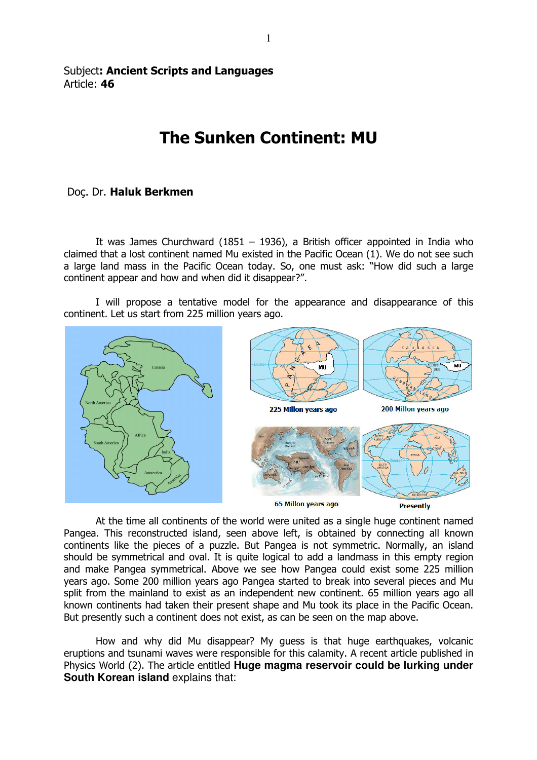Subject**: Ancient Scripts and Languages**
Article: **46**

# The Sunken Continent: MU

Doç. Dr. **Haluk Berkmen**

It was James Churchward (1851 – 1936), a British officer appointed in India who claimed that a lost continent named Mu existed in the Pacific Ocean (1). We do not see such a large land mass in the Pacific Ocean today. So, one must ask: "How did such a large continent appear and how and when did it disappear?".

I will propose a tentative model for the appearance and disappearance of this continent. Let us start from 225 million years ago.

225 Millon years ago

200 Millon years ago

65 Millon years ago

Presently

At the time all continents of the world were united as a single huge continent named Pangea. This reconstructed island, seen above left, is obtained by connecting all known continents like the pieces of a puzzle. But Pangea is not symmetric. Normally, an island should be symmetrical and oval. It is quite logical to add a landmass in this empty region and make Pangea symmetrical. Above we see how Pangea could exist some 225 million years ago. Some 200 million years ago Pangea started to break into several pieces and Mu split from the mainland to exist as an independent new continent. 65 million years ago all known continents had taken their present shape and Mu took its place in the Pacific Ocean. But presently such a continent does not exist, as can be seen on the map above.

How and why did Mu disappear? My guess is that huge earthquakes, volcanic eruptions and tsunami waves were responsible for this calamity. A recent article published in Physics World (2). The article entitled **Huge magma reservoir could be lurking under South Korean island** explains that: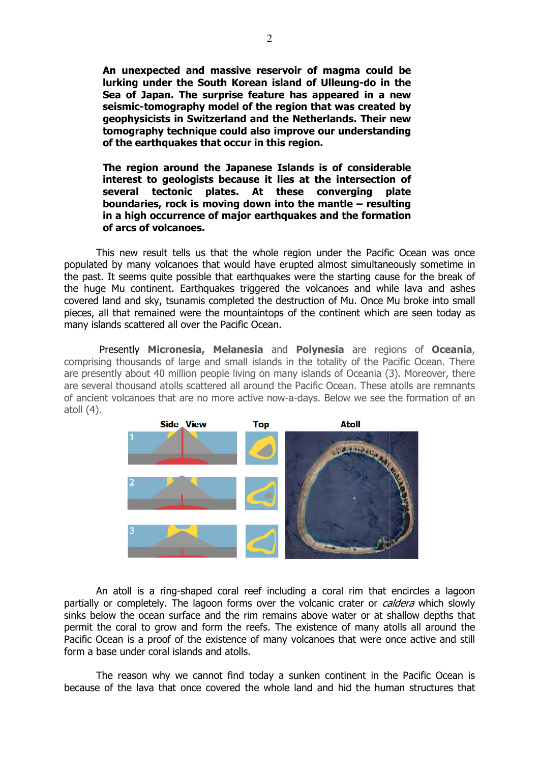**An unexpected and massive reservoir of magma could be lurking under the South Korean island of Ulleung-do in the Sea of Japan. The surprise feature has appeared in a new seismic-tomography model of the region that was created by geophysicists in Switzerland and the Netherlands. Their new tomography technique could also improve our understanding of the earthquakes that occur in this region.**

**The region around the Japanese Islands is of considerable interest to geologists because it lies at the intersection of several tectonic plates. At these converging plate boundaries, rock is moving down into the mantle – resulting in a high occurrence of major earthquakes and the formation of arcs of volcanoes.**

This new result tells us that the whole region under the Pacific Ocean was once populated by many volcanoes that would have erupted almost simultaneously sometime in the past. It seems quite possible that earthquakes were the starting cause for the break of the huge Mu continent. Earthquakes triggered the volcanoes and while lava and ashes covered land and sky, tsunamis completed the destruction of Mu. Once Mu broke into small pieces, all that remained were the mountaintops of the continent which are seen today as many islands scattered all over the Pacific Ocean.

Presently **Micronesia, Melanesia** and **Polynesia** are regions of **Oceania**, comprising thousands of large and small islands in the totality of the Pacific Ocean. There are presently about 40 million people living on many islands of Oceania (3). Moreover, there are several thousand atolls scattered all around the Pacific Ocean. These atolls are remnants of ancient volcanoes that are no more active now-a-days. Below we see the formation of an atoll (4).

Side View — Top — Atoll

An atoll is a ring-shaped coral reef including a coral rim that encircles a lagoon partially or completely. The lagoon forms over the volcanic crater or *caldera* which slowly sinks below the ocean surface and the rim remains above water or at shallow depths that permit the coral to grow and form the reefs. The existence of many atolls all around the Pacific Ocean is a proof of the existence of many volcanoes that were once active and still form a base under coral islands and atolls.

The reason why we cannot find today a sunken continent in the Pacific Ocean is because of the lava that once covered the whole land and hid the human structures that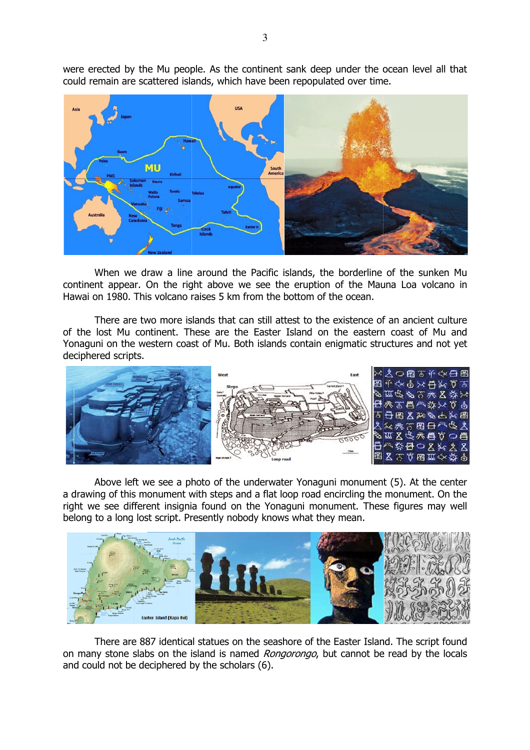were erected by the Mu people. As the continent sank deep under the ocean level all that could remain are scattered islands, which have been repopulated over time.

When we draw a line around the Pacific islands, the borderline of the sunken Mu continent appear. On the right above we see the eruption of the Mauna Loa volcano in Hawai on 1980. This volcano raises 5 km from the bottom of the ocean.

There are two more islands that can still attest to the existence of an ancient culture of the lost Mu continent. These are the Easter Island on the eastern coast of Mu and Yonaguni on the western coast of Mu. Both islands contain enigmatic structures and not yet deciphered scripts.

Above left we see a photo of the underwater Yonaguni monument (5). At the center a drawing of this monument with steps and a flat loop road encircling the monument. On the right we see different insignia found on the Yonaguni monument. These figures may well belong to a long lost script. Presently nobody knows what they mean.

There are 887 identical statues on the seashore of the Easter Island. The script found on many stone slabs on the island is named *Rongorongo*, but cannot be read by the locals and could not be deciphered by the scholars (6).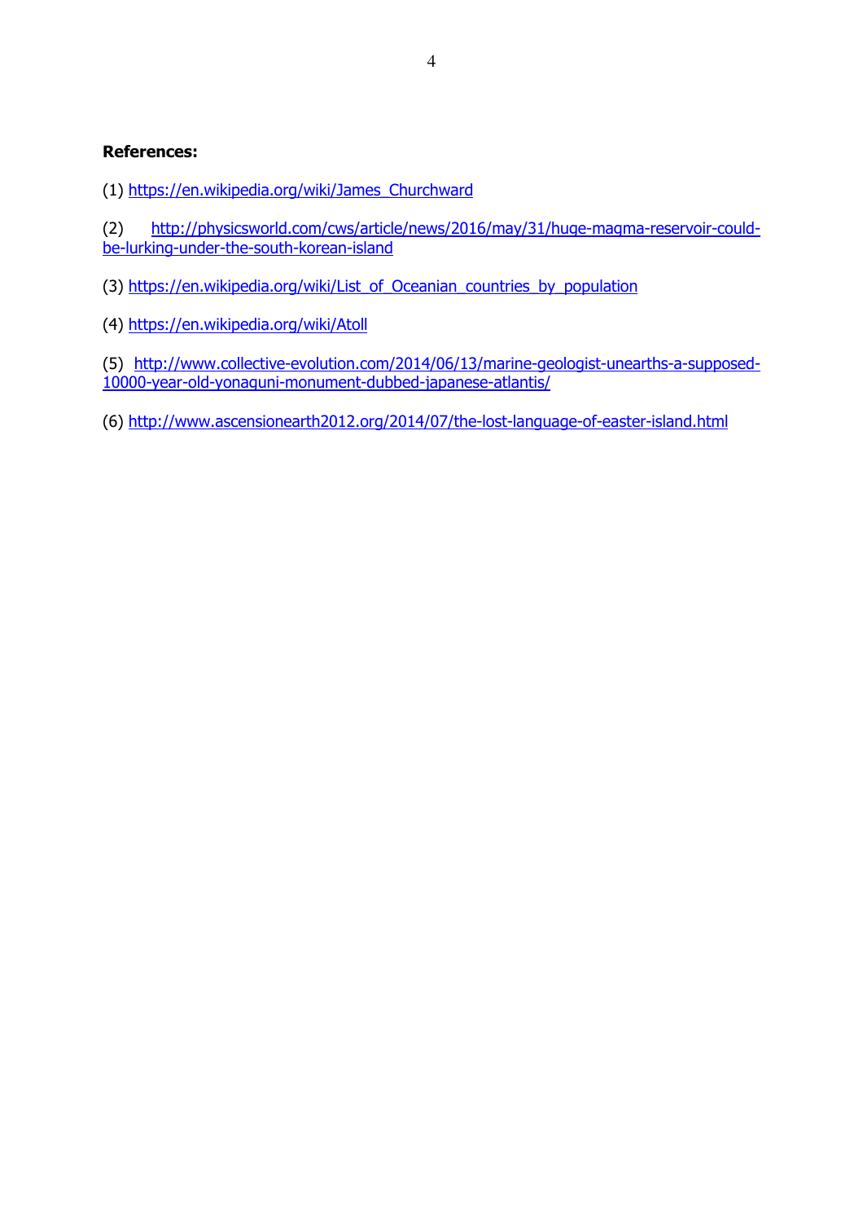**References:**

(1) https://en.wikipedia.org/wiki/James_Churchward

(2) http://physicsworld.com/cws/article/news/2016/may/31/huge-magma-reservoir-could-be-lurking-under-the-south-korean-island

(3) https://en.wikipedia.org/wiki/List_of_Oceanian_countries_by_population

(4) https://en.wikipedia.org/wiki/Atoll

(5) http://www.collective-evolution.com/2014/06/13/marine-geologist-unearths-a-supposed-10000-year-old-yonaguni-monument-dubbed-japanese-atlantis/

(6) http://www.ascensionearth2012.org/2014/07/the-lost-language-of-easter-island.html